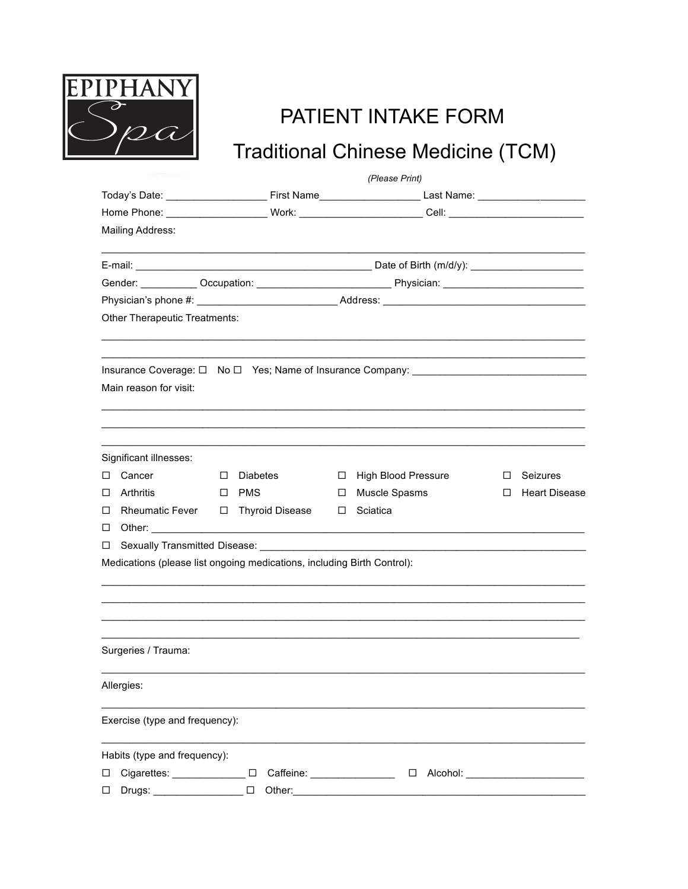EPIPHANY Spa

# PATIENT INTAKE FORM

## Traditional Chinese Medicine (TCM)

*(Please Print)*

Today's Date: __________________ First Name__________________ Last Name: ___________________

Home Phone: __________________ Work: ______________________ Cell: ________________________

Mailing Address:

___________________________________________________________________________________

E-mail: __________________________________________ Date of Birth (m/d/y): ____________________

Gender: __________ Occupation: ________________________ Physician: _________________________

Physician's phone #: ________________________ Address: ____________________________________

Other Therapeutic Treatments:

___________________________________________________________________________________

___________________________________________________________________________________

Insurance Coverage: ☐ No ☐ Yes; Name of Insurance Company: _______________________________

Main reason for visit:

___________________________________________________________________________________

___________________________________________________________________________________

___________________________________________________________________________________

Significant illnesses:

| | | | |
|---|---|---|---|
| ☐ Cancer | ☐ Diabetes | ☐ High Blood Pressure | ☐ Seizures |
| ☐ Arthritis | ☐ PMS | ☐ Muscle Spasms | ☐ Heart Disease |
| ☐ Rheumatic Fever | ☐ Thyroid Disease | ☐ Sciatica | |

☐ Other: ___________________________________________________________________________

☐ Sexually Transmitted Disease: _______________________________________________________

Medications (please list ongoing medications, including Birth Control):

___________________________________________________________________________________

___________________________________________________________________________________

___________________________________________________________________________________

___________________________________________________________________________________

Surgeries / Trauma:

___________________________________________________________________________________

Allergies:

___________________________________________________________________________________

Exercise (type and frequency):

___________________________________________________________________________________

Habits (type and frequency):

☐ Cigarettes: _____________ ☐ Caffeine: _______________ ☐ Alcohol: _____________________

☐ Drugs: ________________ ☐ Other:___________________________________________________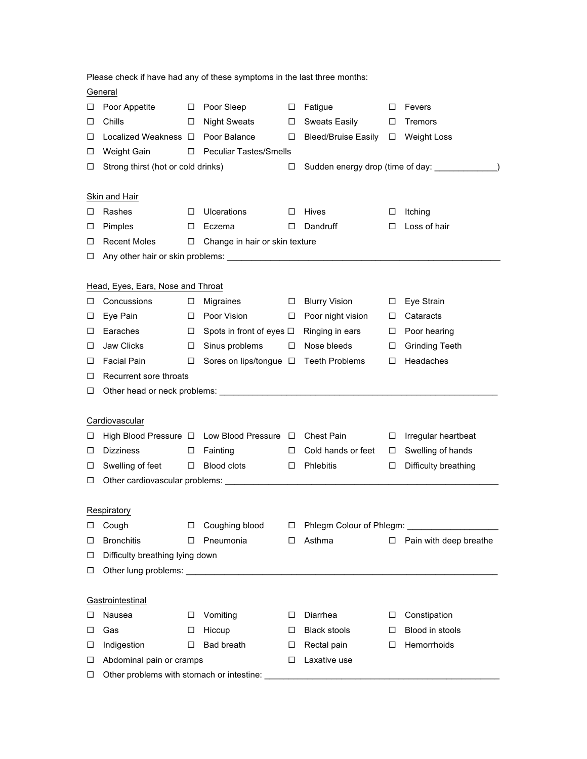Please check if have had any of these symptoms in the last three months:

General

| | | | |
|---|---|---|---|
| ☐ Poor Appetite | ☐ Poor Sleep | ☐ Fatigue | ☐ Fevers |
| ☐ Chills | ☐ Night Sweats | ☐ Sweats Easily | ☐ Tremors |
| ☐ Localized Weakness | ☐ Poor Balance | ☐ Bleed/Bruise Easily | ☐ Weight Loss |
| ☐ Weight Gain | ☐ Peculiar Tastes/Smells | | |

☐ Strong thirst (hot or cold drinks) ☐ Sudden energy drop (time of day: _____________)

Skin and Hair

| | | | |
|---|---|---|---|
| ☐ Rashes | ☐ Ulcerations | ☐ Hives | ☐ Itching |
| ☐ Pimples | ☐ Eczema | ☐ Dandruff | ☐ Loss of hair |
| ☐ Recent Moles | ☐ Change in hair or skin texture | | |

☐ Any other hair or skin problems: ___________________________________________________________

Head, Eyes, Ears, Nose and Throat

| | | | |
|---|---|---|---|
| ☐ Concussions | ☐ Migraines | ☐ Blurry Vision | ☐ Eye Strain |
| ☐ Eye Pain | ☐ Poor Vision | ☐ Poor night vision | ☐ Cataracts |
| ☐ Earaches | ☐ Spots in front of eyes | ☐ Ringing in ears | ☐ Poor hearing |
| ☐ Jaw Clicks | ☐ Sinus problems | ☐ Nose bleeds | ☐ Grinding Teeth |
| ☐ Facial Pain | ☐ Sores on lips/tongue | ☐ Teeth Problems | ☐ Headaches |
| ☐ Recurrent sore throats | | | |

☐ Other head or neck problems: ___________________________________________________________

Cardiovascular

| | | | |
|---|---|---|---|
| ☐ High Blood Pressure | ☐ Low Blood Pressure | ☐ Chest Pain | ☐ Irregular heartbeat |
| ☐ Dizziness | ☐ Fainting | ☐ Cold hands or feet | ☐ Swelling of hands |
| ☐ Swelling of feet | ☐ Blood clots | ☐ Phlebitis | ☐ Difficulty breathing |

☐ Other cardiovascular problems: ___________________________________________________________

Respiratory

| | | | |
|---|---|---|---|
| ☐ Cough | ☐ Coughing blood | ☐ Phlegm Colour of Phlegm: ___________________ | |
| ☐ Bronchitis | ☐ Pneumonia | ☐ Asthma | ☐ Pain with deep breathe |
| ☐ Difficulty breathing lying down | | | |

☐ Other lung problems: ______________________________________________________________________

Gastrointestinal

| | | | |
|---|---|---|---|
| ☐ Nausea | ☐ Vomiting | ☐ Diarrhea | ☐ Constipation |
| ☐ Gas | ☐ Hiccup | ☐ Black stools | ☐ Blood in stools |
| ☐ Indigestion | ☐ Bad breath | ☐ Rectal pain | ☐ Hemorrhoids |
| ☐ Abdominal pain or cramps | | ☐ Laxative use | |

☐ Other problems with stomach or intestine: __________________________________________________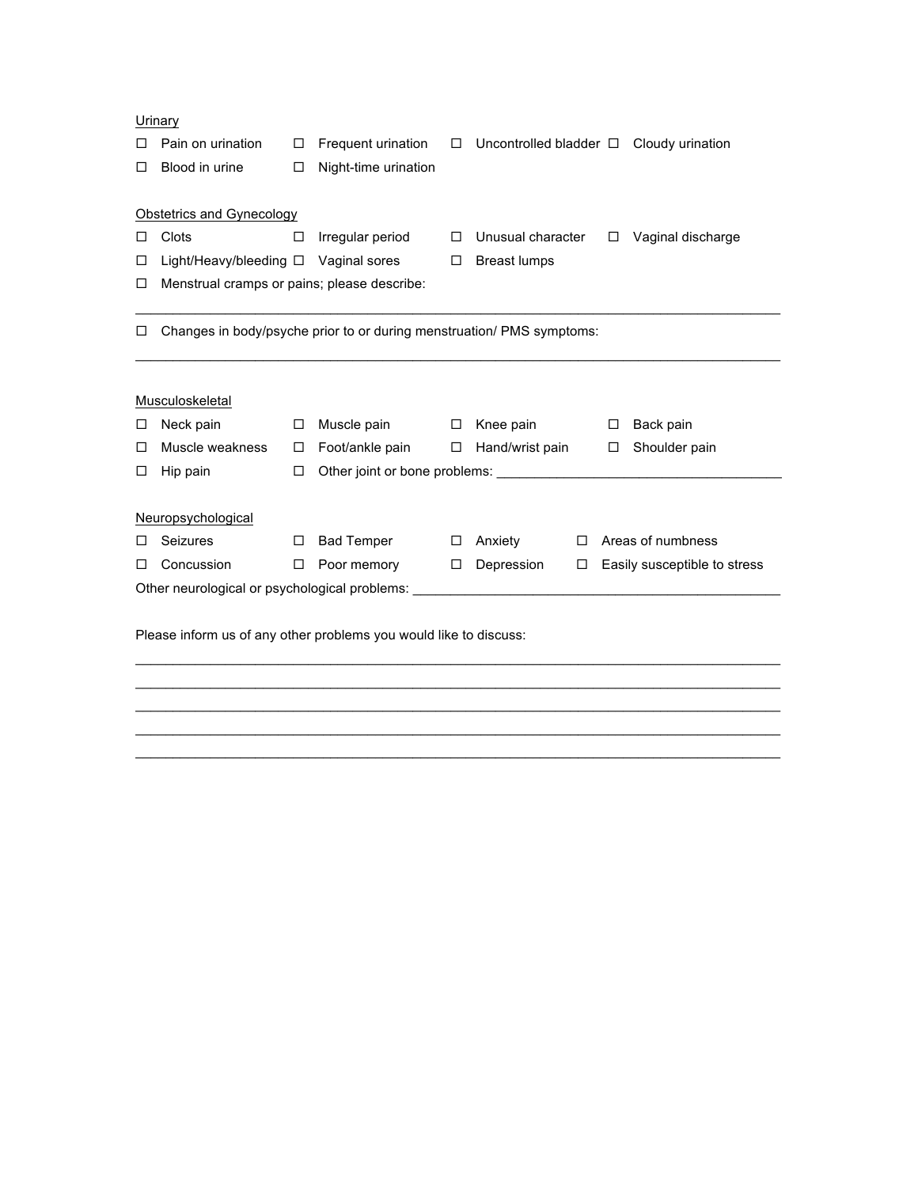<u>Urinary</u>

☐ Pain on urination ☐ Frequent urination ☐ Uncontrolled bladder ☐ Cloudy urination

☐ Blood in urine ☐ Night-time urination

<u>Obstetrics and Gynecology</u>

☐ Clots ☐ Irregular period ☐ Unusual character ☐ Vaginal discharge

☐ Light/Heavy/bleeding ☐ Vaginal sores ☐ Breast lumps

☐ Menstrual cramps or pains; please describe:

_______________________________________________________________________________

☐ Changes in body/psyche prior to or during menstruation/ PMS symptoms:

_______________________________________________________________________________

<u>Musculoskeletal</u>

☐ Neck pain ☐ Muscle pain ☐ Knee pain ☐ Back pain

☐ Muscle weakness ☐ Foot/ankle pain ☐ Hand/wrist pain ☐ Shoulder pain

☐ Hip pain ☐ Other joint or bone problems: ______________________________________

<u>Neuropsychological</u>

☐ Seizures ☐ Bad Temper ☐ Anxiety ☐ Areas of numbness

☐ Concussion ☐ Poor memory ☐ Depression ☐ Easily susceptible to stress

Other neurological or psychological problems: _______________________________________________

Please inform us of any other problems you would like to discuss:

_______________________________________________________________________________

_______________________________________________________________________________

_______________________________________________________________________________

_______________________________________________________________________________

_______________________________________________________________________________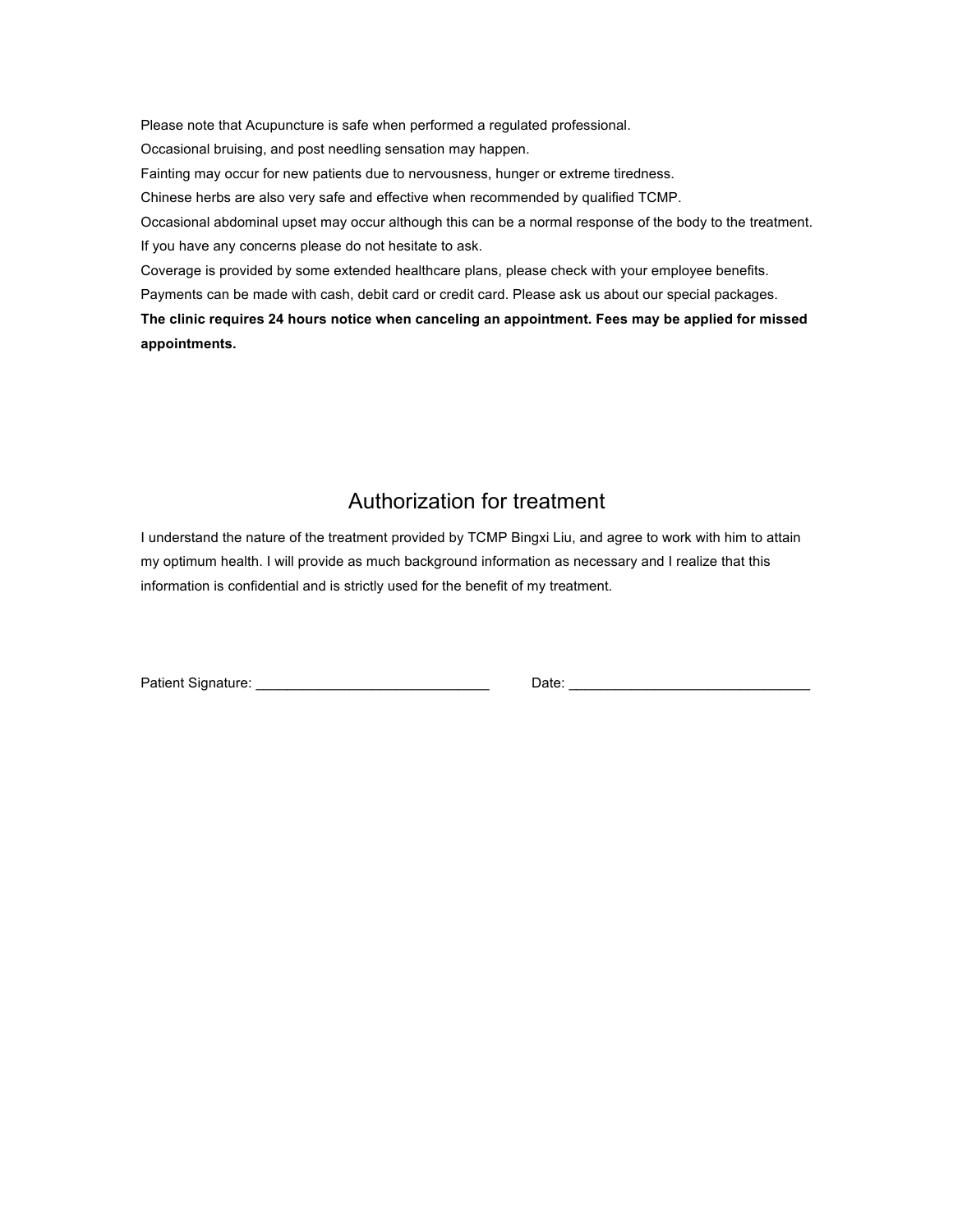Please note that Acupuncture is safe when performed a regulated professional.

Occasional bruising, and post needling sensation may happen.

Fainting may occur for new patients due to nervousness, hunger or extreme tiredness.

Chinese herbs are also very safe and effective when recommended by qualified TCMP.

Occasional abdominal upset may occur although this can be a normal response of the body to the treatment.

If you have any concerns please do not hesitate to ask.

Coverage is provided by some extended healthcare plans, please check with your employee benefits.

Payments can be made with cash, debit card or credit card. Please ask us about our special packages.

**The clinic requires 24 hours notice when canceling an appointment. Fees may be applied for missed appointments.**

## Authorization for treatment

I understand the nature of the treatment provided by TCMP Bingxi Liu, and agree to work with him to attain my optimum health. I will provide as much background information as necessary and I realize that this information is confidential and is strictly used for the benefit of my treatment.

Patient Signature: ______________________________ Date: _______________________________